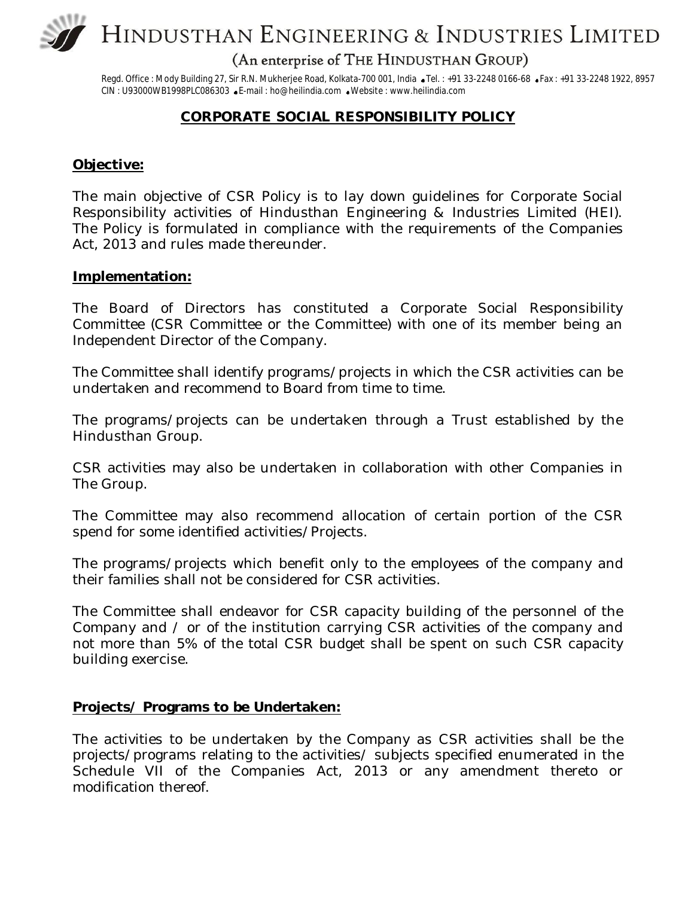# HINDUSTHAN ENGINEERING & INDUSTRIES LIMITED

(An enterprise of THE HINDUSTHAN GROUP)

Regd. Office : Mody Building 27, Sir R.N. Mukherjee Road, Kolkata-700 001, India • Tel. : +91 33-2248 0166-68 • Fax : +91 33-2248 1922, 8957
CIN : U93000WB1998PLC086303 • E-mail : ho@heilindia.com • Website : www.heilindia.com

## CORPORATE SOCIAL RESPONSIBILITY POLICY

**Objective:**

The main objective of CSR Policy is to lay down guidelines for Corporate Social Responsibility activities of Hindusthan Engineering & Industries Limited (HEI). The Policy is formulated in compliance with the requirements of the Companies Act, 2013 and rules made thereunder.

**Implementation:**

The Board of Directors has constituted a Corporate Social Responsibility Committee (CSR Committee or the Committee) with one of its member being an Independent Director of the Company.

The Committee shall identify programs/projects in which the CSR activities can be undertaken and recommend to Board from time to time.

The programs/projects can be undertaken through a Trust established by the Hindusthan Group.

CSR activities may also be undertaken in collaboration with other Companies in The Group.

The Committee may also recommend allocation of certain portion of the CSR spend for some identified activities/Projects.

The programs/projects which benefit only to the employees of the company and their families shall not be considered for CSR activities.

The Committee shall endeavor for CSR capacity building of the personnel of the Company and / or of the institution carrying CSR activities of the company and not more than 5% of the total CSR budget shall be spent on such CSR capacity building exercise.

**Projects/ Programs to be Undertaken:**

The activities to be undertaken by the Company as CSR activities shall be the projects/programs relating to the activities/ subjects specified enumerated in the Schedule VII of the Companies Act, 2013 or any amendment thereto or modification thereof.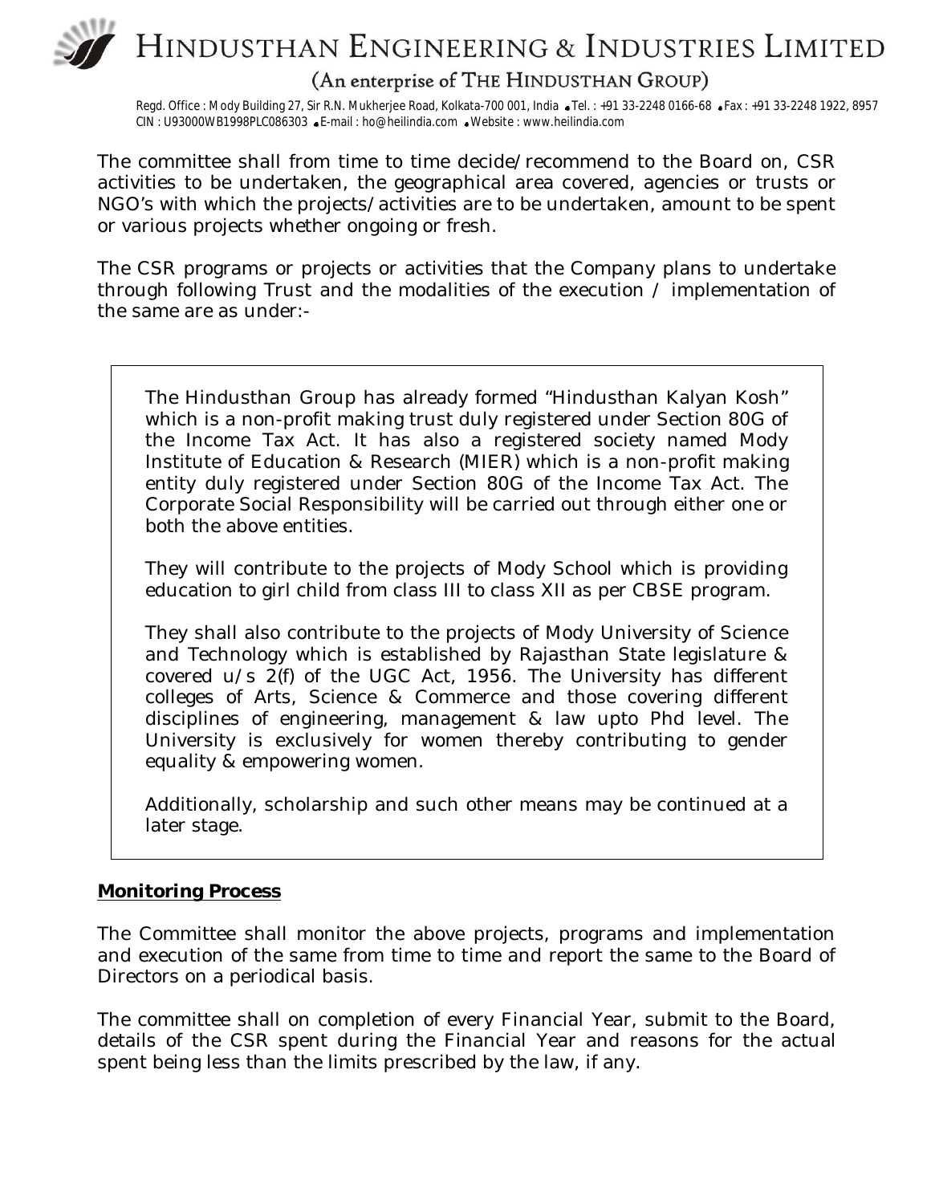The committee shall from time to time decide/recommend to the Board on, CSR activities to be undertaken, the geographical area covered, agencies or trusts or NGO's with which the projects/activities are to be undertaken, amount to be spent or various projects whether ongoing or fresh.

The CSR programs or projects or activities that the Company plans to undertake through following Trust and the modalities of the execution / implementation of the same are as under:-

The Hindusthan Group has already formed "Hindusthan Kalyan Kosh" which is a non-profit making trust duly registered under Section 80G of the Income Tax Act. It has also a registered society named Mody Institute of Education & Research (MIER) which is a non-profit making entity duly registered under Section 80G of the Income Tax Act. The Corporate Social Responsibility will be carried out through either one or both the above entities.

They will contribute to the projects of Mody School which is providing education to girl child from class III to class XII as per CBSE program.

They shall also contribute to the projects of Mody University of Science and Technology which is established by Rajasthan State legislature & covered u/s 2(f) of the UGC Act, 1956. The University has different colleges of Arts, Science & Commerce and those covering different disciplines of engineering, management & law upto Phd level. The University is exclusively for women thereby contributing to gender equality & empowering women.

Additionally, scholarship and such other means may be continued at a later stage.

**Monitoring Process**

The Committee shall monitor the above projects, programs and implementation and execution of the same from time to time and report the same to the Board of Directors on a periodical basis.

The committee shall on completion of every Financial Year, submit to the Board, details of the CSR spent during the Financial Year and reasons for the actual spent being less than the limits prescribed by the law, if any.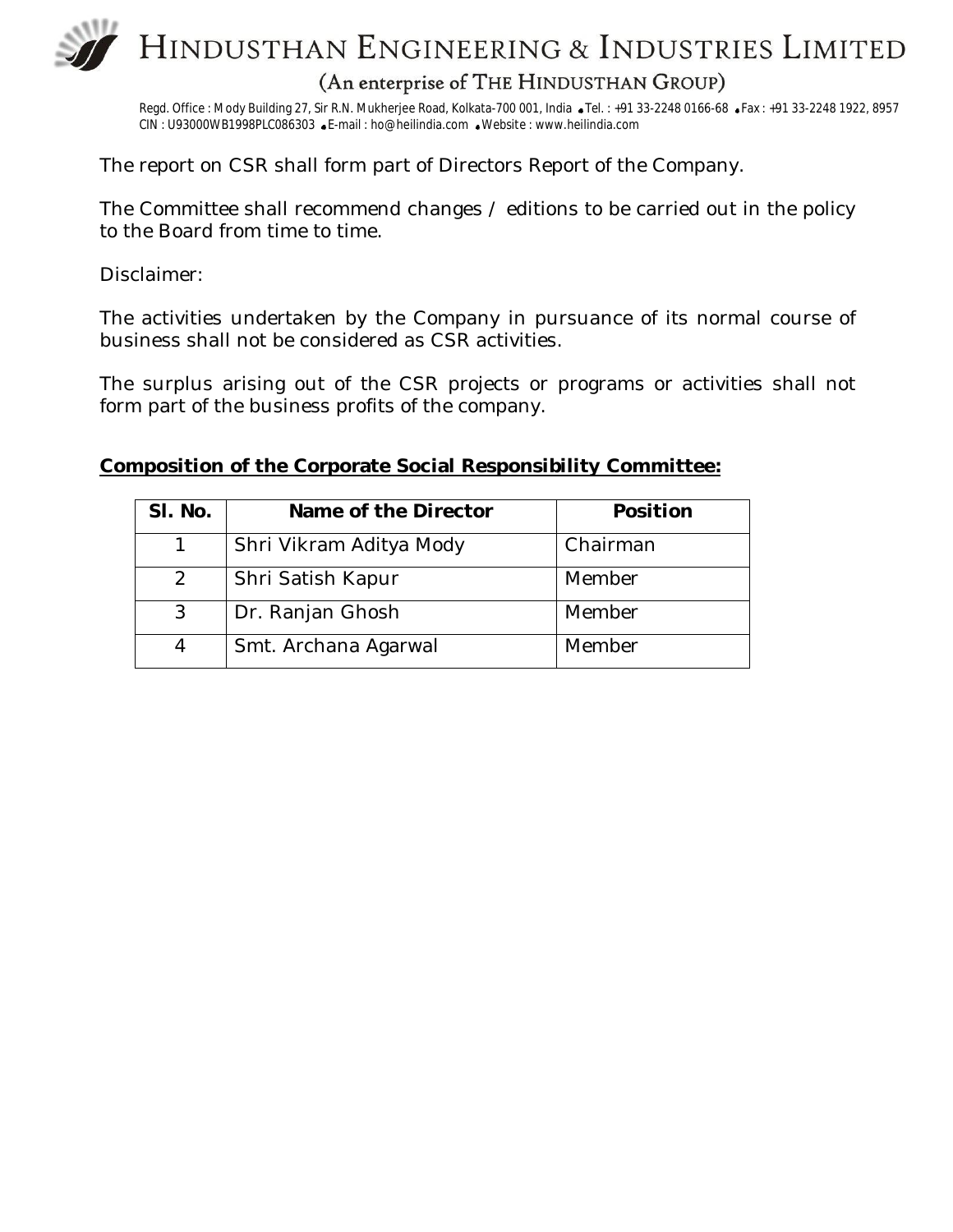The report on CSR shall form part of Directors Report of the Company.

The Committee shall recommend changes / editions to be carried out in the policy to the Board from time to time.

Disclaimer:

The activities undertaken by the Company in pursuance of its normal course of business shall not be considered as CSR activities.

The surplus arising out of the CSR projects or programs or activities shall not form part of the business profits of the company.

**Composition of the Corporate Social Responsibility Committee:**

| Sl. No. | Name of the Director | Position |
|---|---|---|
| 1 | Shri Vikram Aditya Mody | Chairman |
| 2 | Shri Satish Kapur | Member |
| 3 | Dr. Ranjan Ghosh | Member |
| 4 | Smt. Archana Agarwal | Member |